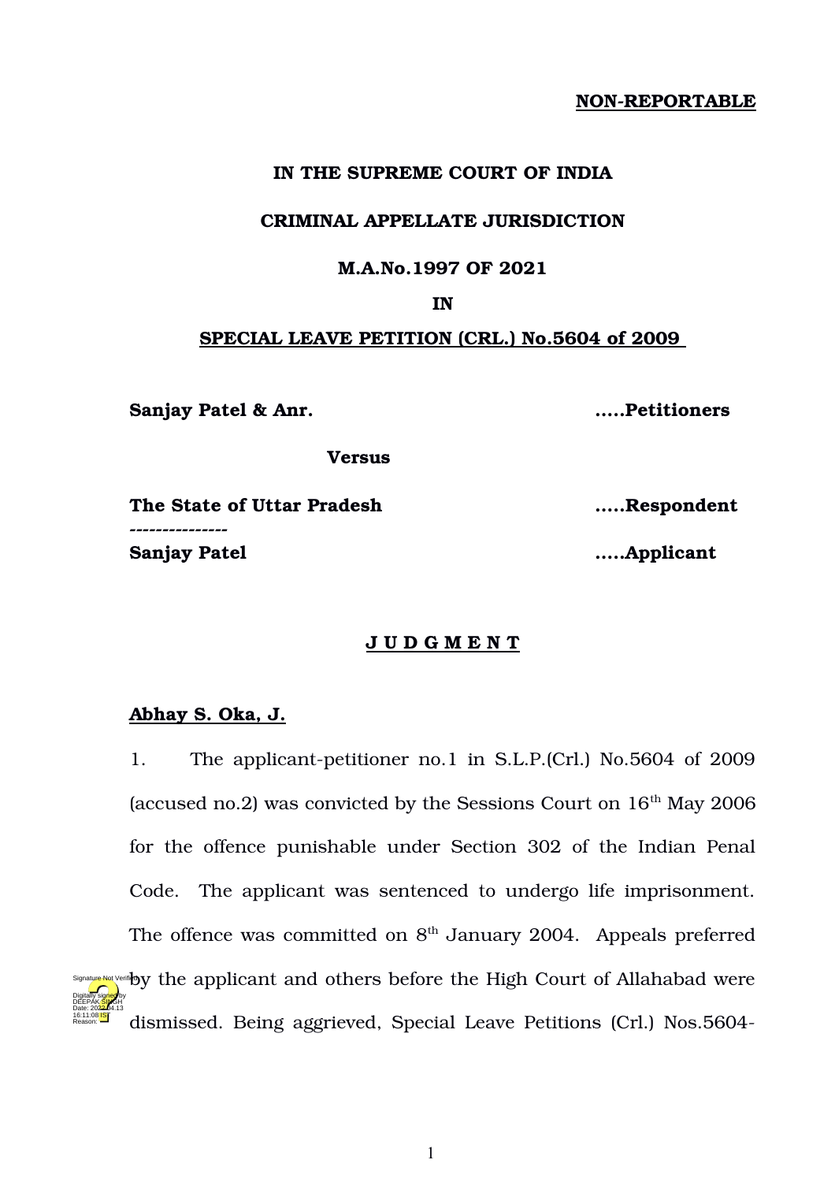**NON-REPORTABLE**

**IN THE SUPREME COURT OF INDIA**

**CRIMINAL APPELLATE JURISDICTION**

**M.A.No.1997 OF 2021**

**IN**

**SPECIAL LEAVE PETITION (CRL.) No.5604 of 2009**

**Sanjay Patel & Anr.** .....**Petitioners**

**Versus**

**The State of Uttar Pradesh** .....**Respondent**

---------------

**Sanjay Patel** .....**Applicant**

**J U D G M E N T**

**Abhay S. Oka, J.**

1. The applicant-petitioner no.1 in S.L.P.(Crl.) No.5604 of 2009 (accused no.2) was convicted by the Sessions Court on 16th May 2006 for the offence punishable under Section 302 of the Indian Penal Code. The applicant was sentenced to undergo life imprisonment. The offence was committed on 8th January 2004. Appeals preferred by the applicant and others before the High Court of Allahabad were dismissed. Being aggrieved, Special Leave Petitions (Crl.) Nos.5604-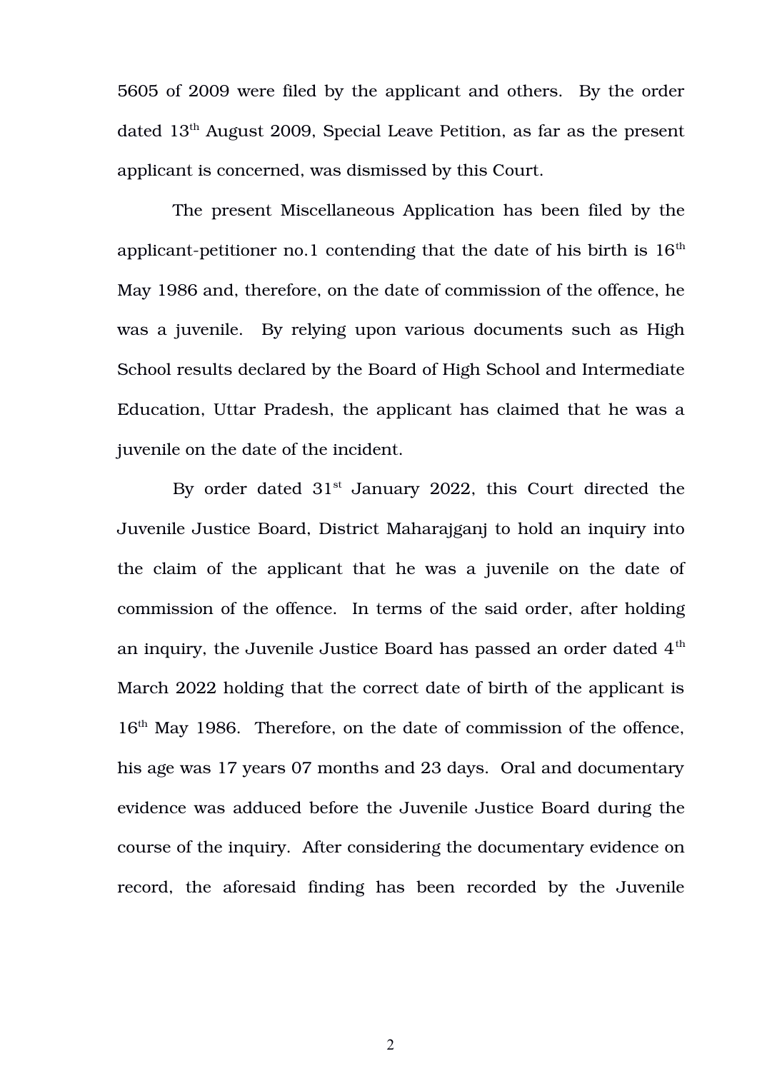5605 of 2009 were filed by the applicant and others. By the order dated 13th August 2009, Special Leave Petition, as far as the present applicant is concerned, was dismissed by this Court.

The present Miscellaneous Application has been filed by the applicant-petitioner no.1 contending that the date of his birth is 16th May 1986 and, therefore, on the date of commission of the offence, he was a juvenile. By relying upon various documents such as High School results declared by the Board of High School and Intermediate Education, Uttar Pradesh, the applicant has claimed that he was a juvenile on the date of the incident.

By order dated 31st January 2022, this Court directed the Juvenile Justice Board, District Maharajganj to hold an inquiry into the claim of the applicant that he was a juvenile on the date of commission of the offence. In terms of the said order, after holding an inquiry, the Juvenile Justice Board has passed an order dated 4th March 2022 holding that the correct date of birth of the applicant is 16th May 1986. Therefore, on the date of commission of the offence, his age was 17 years 07 months and 23 days. Oral and documentary evidence was adduced before the Juvenile Justice Board during the course of the inquiry. After considering the documentary evidence on record, the aforesaid finding has been recorded by the Juvenile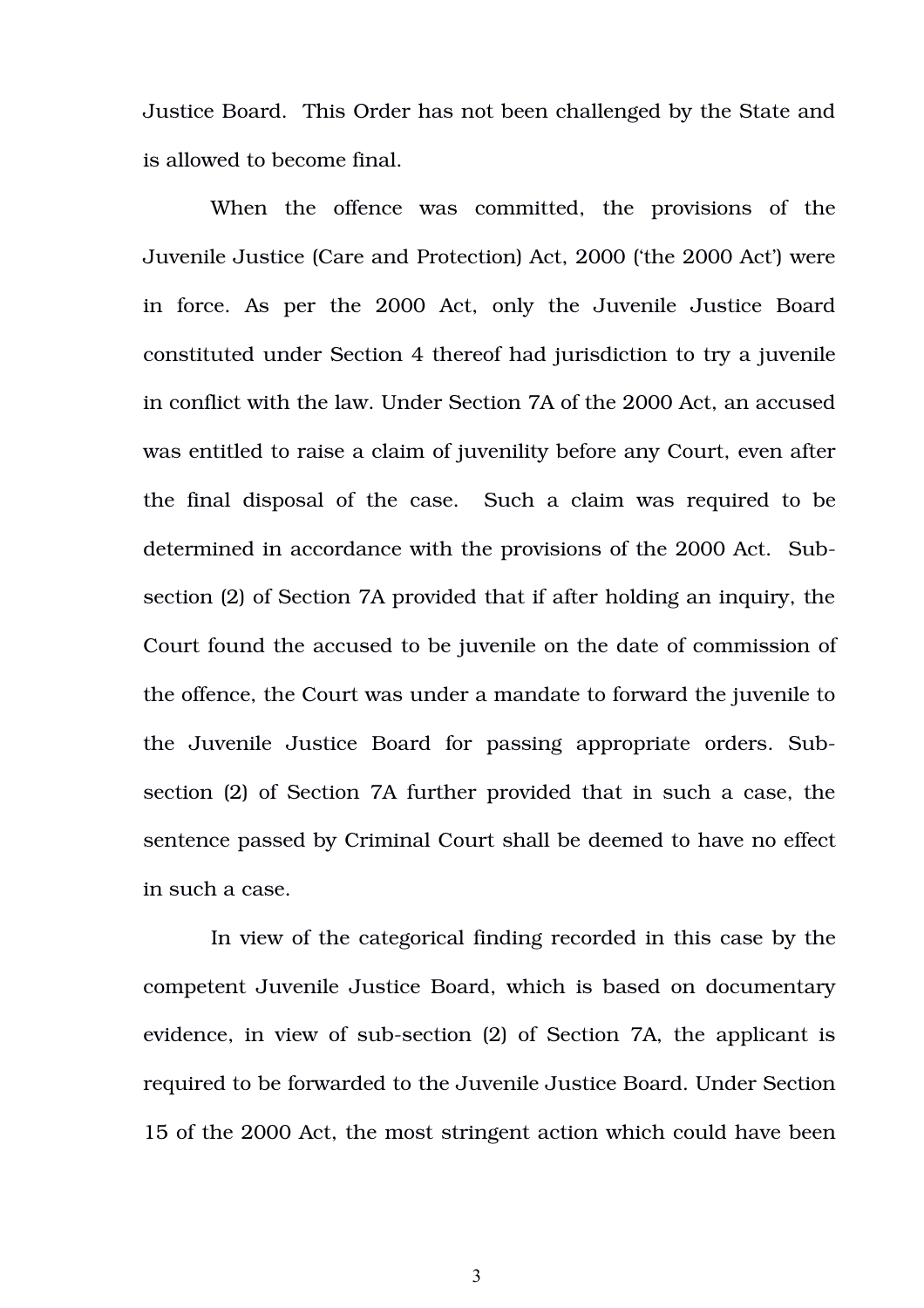Justice Board. This Order has not been challenged by the State and is allowed to become final.

When the offence was committed, the provisions of the Juvenile Justice (Care and Protection) Act, 2000 ('the 2000 Act') were in force. As per the 2000 Act, only the Juvenile Justice Board constituted under Section 4 thereof had jurisdiction to try a juvenile in conflict with the law. Under Section 7A of the 2000 Act, an accused was entitled to raise a claim of juvenility before any Court, even after the final disposal of the case. Such a claim was required to be determined in accordance with the provisions of the 2000 Act. Sub-section (2) of Section 7A provided that if after holding an inquiry, the Court found the accused to be juvenile on the date of commission of the offence, the Court was under a mandate to forward the juvenile to the Juvenile Justice Board for passing appropriate orders. Sub-section (2) of Section 7A further provided that in such a case, the sentence passed by Criminal Court shall be deemed to have no effect in such a case.

In view of the categorical finding recorded in this case by the competent Juvenile Justice Board, which is based on documentary evidence, in view of sub-section (2) of Section 7A, the applicant is required to be forwarded to the Juvenile Justice Board. Under Section 15 of the 2000 Act, the most stringent action which could have been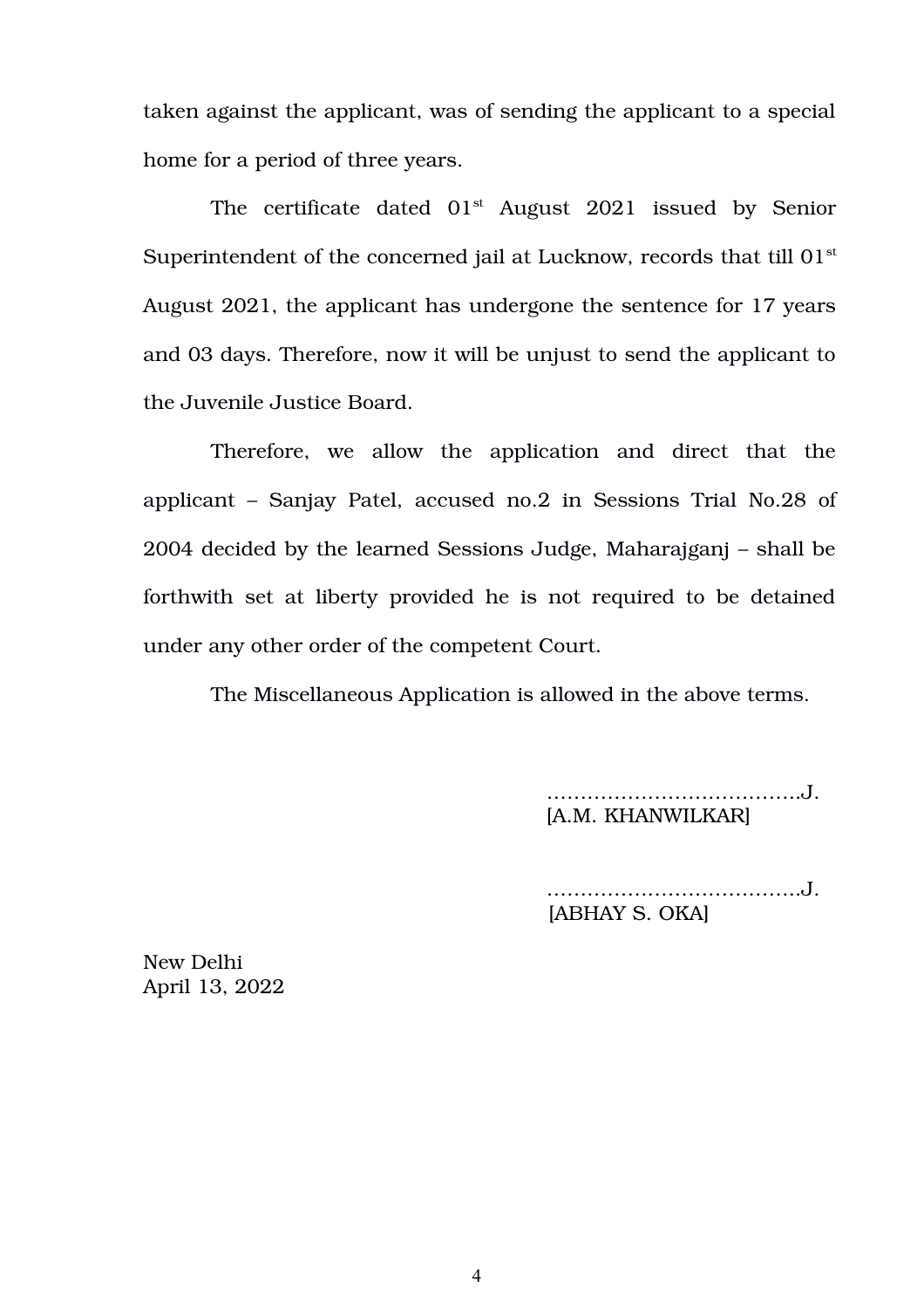taken against the applicant, was of sending the applicant to a special home for a period of three years.

The certificate dated 01st August 2021 issued by Senior Superintendent of the concerned jail at Lucknow, records that till 01st August 2021, the applicant has undergone the sentence for 17 years and 03 days. Therefore, now it will be unjust to send the applicant to the Juvenile Justice Board.

Therefore, we allow the application and direct that the applicant – Sanjay Patel, accused no.2 in Sessions Trial No.28 of 2004 decided by the learned Sessions Judge, Maharajganj – shall be forthwith set at liberty provided he is not required to be detained under any other order of the competent Court.

The Miscellaneous Application is allowed in the above terms.

………………………………..J.
[A.M. KHANWILKAR]

………………………………..J.
[ABHAY S. OKA]

New Delhi
April 13, 2022